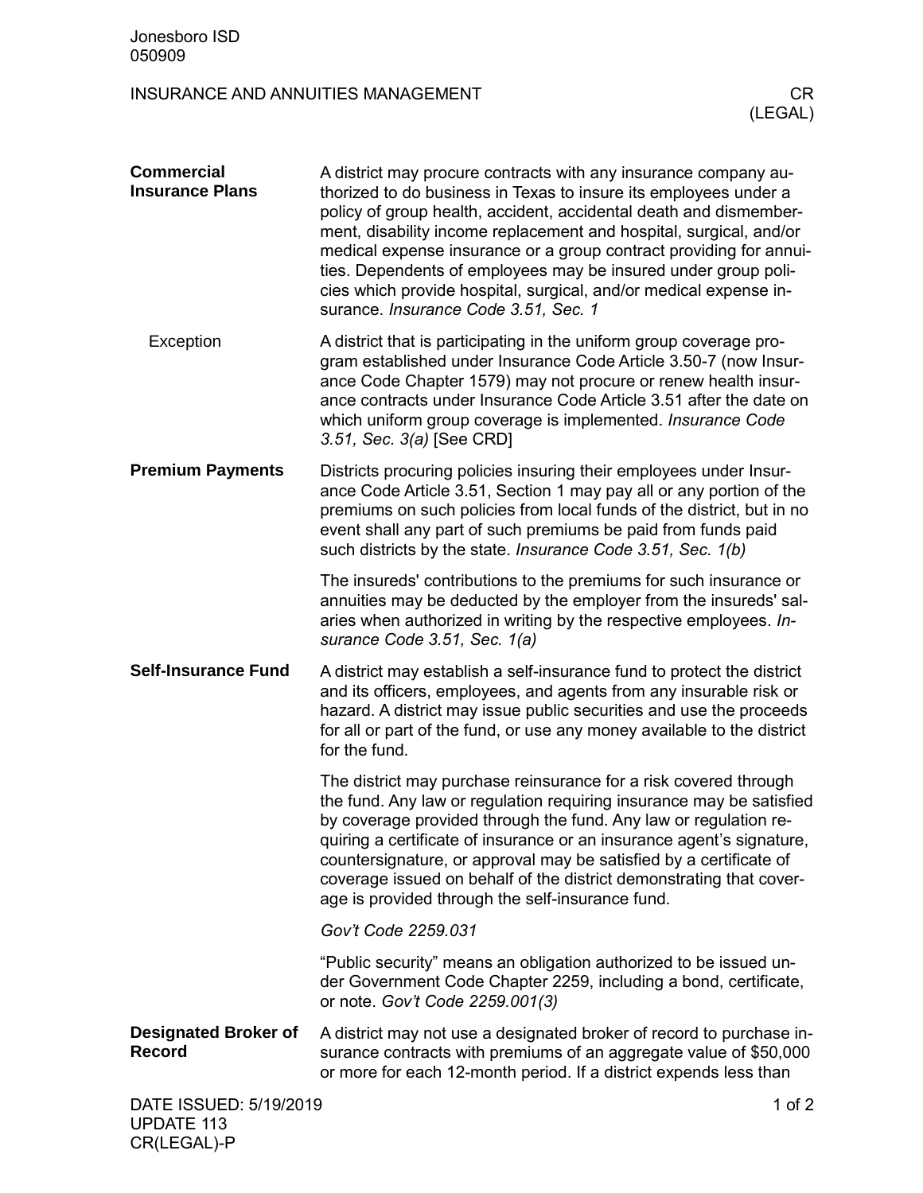# INSURANCE AND ANNUITIES MANAGEMENT

CR (LEGAL)

## Commercial Insurance Plans

A district may procure contracts with any insurance company authorized to do business in Texas to insure its employees under a policy of group health, accident, accidental death and dismemberment, disability income replacement and hospital, surgical, and/or medical expense insurance or a group contract providing for annuities. Dependents of employees may be insured under group policies which provide hospital, surgical, and/or medical expense insurance. *Insurance Code 3.51, Sec. 1*

### Exception

A district that is participating in the uniform group coverage program established under Insurance Code Article 3.50-7 (now Insurance Code Chapter 1579) may not procure or renew health insurance contracts under Insurance Code Article 3.51 after the date on which uniform group coverage is implemented. *Insurance Code 3.51, Sec. 3(a)* [See CRD]

## Premium Payments

Districts procuring policies insuring their employees under Insurance Code Article 3.51, Section 1 may pay all or any portion of the premiums on such policies from local funds of the district, but in no event shall any part of such premiums be paid from funds paid such districts by the state. *Insurance Code 3.51, Sec. 1(b)*

The insureds' contributions to the premiums for such insurance or annuities may be deducted by the employer from the insureds' salaries when authorized in writing by the respective employees. *Insurance Code 3.51, Sec. 1(a)*

## Self-Insurance Fund

A district may establish a self-insurance fund to protect the district and its officers, employees, and agents from any insurable risk or hazard. A district may issue public securities and use the proceeds for all or part of the fund, or use any money available to the district for the fund.

The district may purchase reinsurance for a risk covered through the fund. Any law or regulation requiring insurance may be satisfied by coverage provided through the fund. Any law or regulation requiring a certificate of insurance or an insurance agent's signature, countersignature, or approval may be satisfied by a certificate of coverage issued on behalf of the district demonstrating that coverage is provided through the self-insurance fund.

*Gov't Code 2259.031*

"Public security" means an obligation authorized to be issued under Government Code Chapter 2259, including a bond, certificate, or note. *Gov't Code 2259.001(3)*

## Designated Broker of Record

A district may not use a designated broker of record to purchase insurance contracts with premiums of an aggregate value of $50,000 or more for each 12-month period. If a district expends less than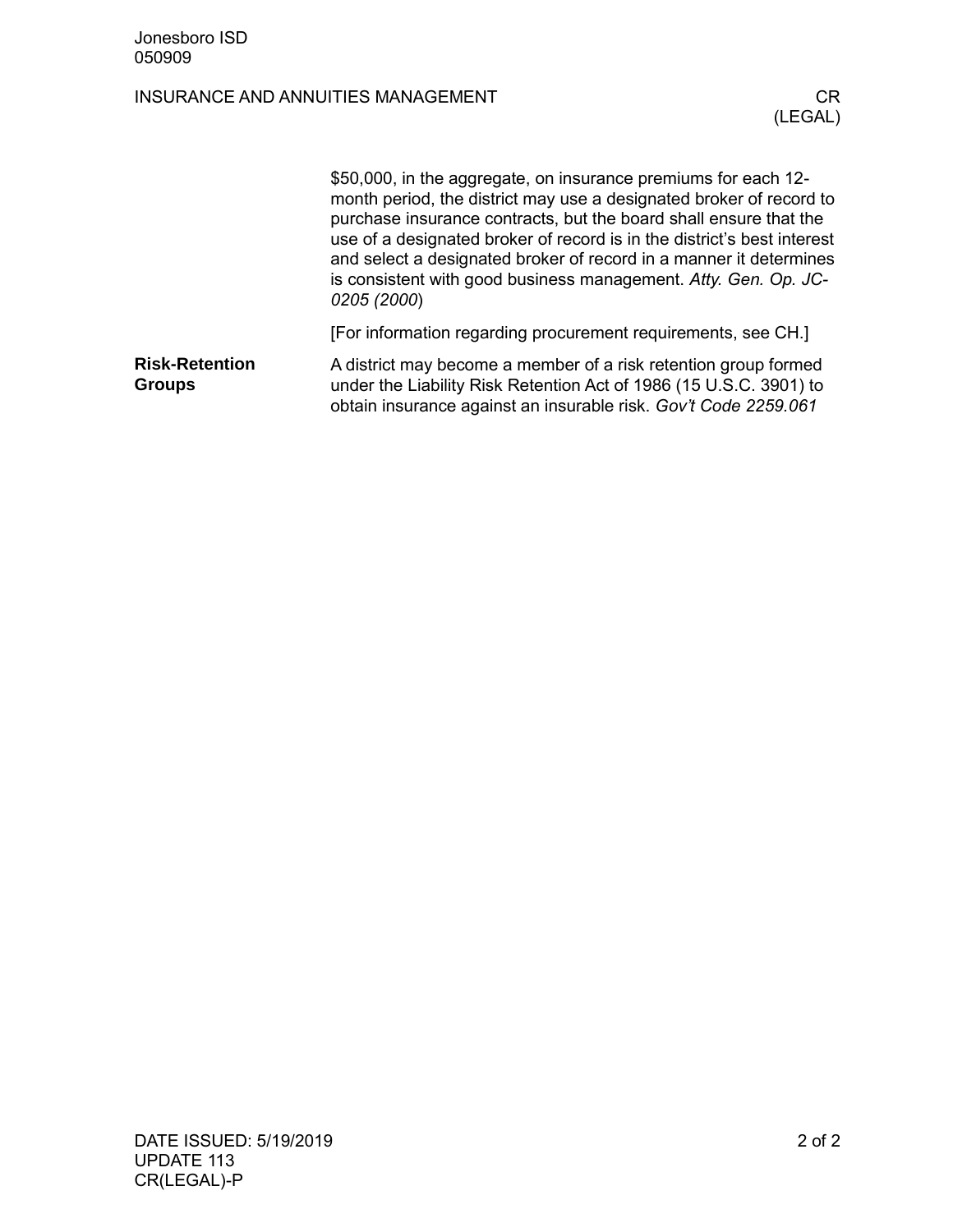$50,000, in the aggregate, on insurance premiums for each 12-month period, the district may use a designated broker of record to purchase insurance contracts, but the board shall ensure that the use of a designated broker of record is in the district's best interest and select a designated broker of record in a manner it determines is consistent with good business management. *Atty. Gen. Op. JC-0205 (2000)*

[For information regarding procurement requirements, see CH.]

**Risk-Retention Groups**

A district may become a member of a risk retention group formed under the Liability Risk Retention Act of 1986 (15 U.S.C. 3901) to obtain insurance against an insurable risk. *Gov't Code 2259.061*